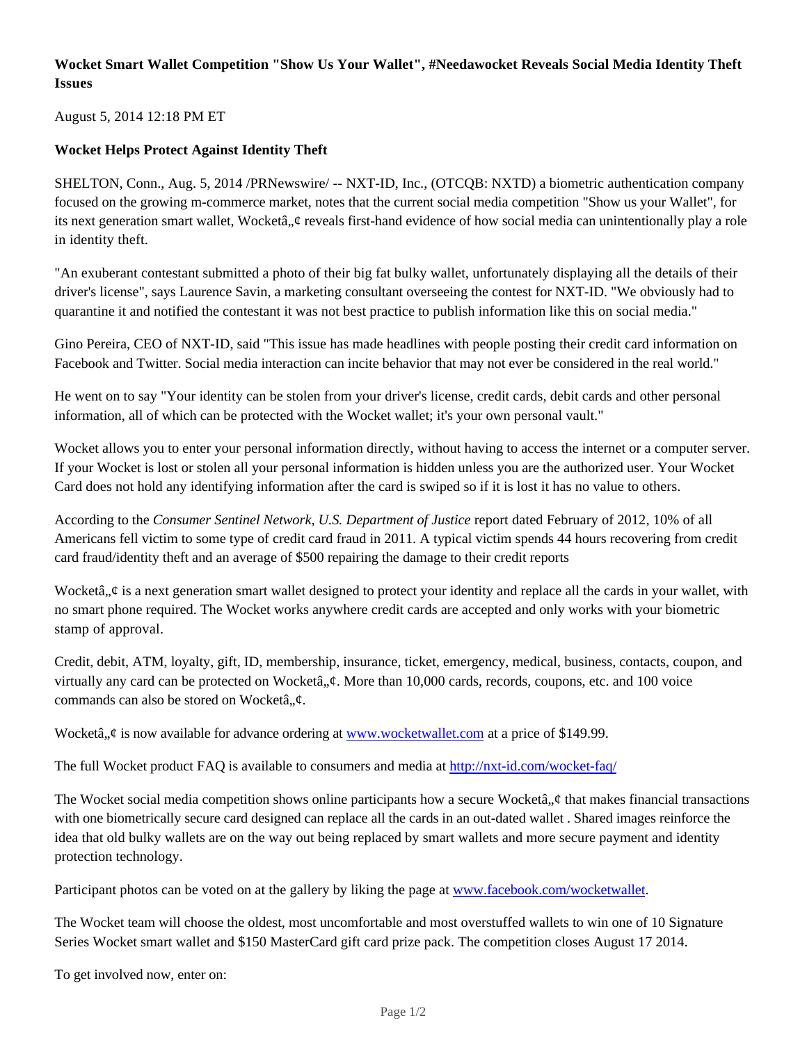# Wocket Smart Wallet Competition "Show Us Your Wallet", #Needawocket Reveals Social Media Identity Theft Issues

August 5, 2014 12:18 PM ET

**Wocket Helps Protect Against Identity Theft**

SHELTON, Conn., Aug. 5, 2014 /PRNewswire/ -- NXT-ID, Inc., (OTCQB: NXTD) a biometric authentication company focused on the growing m-commerce market, notes that the current social media competition "Show us your Wallet", for its next generation smart wallet, Wocketâ„¢ reveals first-hand evidence of how social media can unintentionally play a role in identity theft.

"An exuberant contestant submitted a photo of their big fat bulky wallet, unfortunately displaying all the details of their driver's license", says Laurence Savin, a marketing consultant overseeing the contest for NXT-ID. "We obviously had to quarantine it and notified the contestant it was not best practice to publish information like this on social media."

Gino Pereira, CEO of NXT-ID, said "This issue has made headlines with people posting their credit card information on Facebook and Twitter. Social media interaction can incite behavior that may not ever be considered in the real world."

He went on to say "Your identity can be stolen from your driver's license, credit cards, debit cards and other personal information, all of which can be protected with the Wocket wallet; it's your own personal vault."

Wocket allows you to enter your personal information directly, without having to access the internet or a computer server. If your Wocket is lost or stolen all your personal information is hidden unless you are the authorized user. Your Wocket Card does not hold any identifying information after the card is swiped so if it is lost it has no value to others.

According to the *Consumer Sentinel Network, U.S. Department of Justice* report dated February of 2012, 10% of all Americans fell victim to some type of credit card fraud in 2011. A typical victim spends 44 hours recovering from credit card fraud/identity theft and an average of $500 repairing the damage to their credit reports

Wocketâ„¢ is a next generation smart wallet designed to protect your identity and replace all the cards in your wallet, with no smart phone required. The Wocket works anywhere credit cards are accepted and only works with your biometric stamp of approval.

Credit, debit, ATM, loyalty, gift, ID, membership, insurance, ticket, emergency, medical, business, contacts, coupon, and virtually any card can be protected on Wocketâ„¢. More than 10,000 cards, records, coupons, etc. and 100 voice commands can also be stored on Wocketâ„¢.

Wocketâ„¢ is now available for advance ordering at [www.wocketwallet.com](http://www.wocketwallet.com) at a price of $149.99.

The full Wocket product FAQ is available to consumers and media at [http://nxt-id.com/wocket-faq/](http://nxt-id.com/wocket-faq/)

The Wocket social media competition shows online participants how a secure Wocketâ„¢ that makes financial transactions with one biometrically secure card designed can replace all the cards in an out-dated wallet . Shared images reinforce the idea that old bulky wallets are on the way out being replaced by smart wallets and more secure payment and identity protection technology.

Participant photos can be voted on at the gallery by liking the page at [www.facebook.com/wocketwallet](http://www.facebook.com/wocketwallet).

The Wocket team will choose the oldest, most uncomfortable and most overstuffed wallets to win one of 10 Signature Series Wocket smart wallet and $150 MasterCard gift card prize pack. The competition closes August 17 2014.

To get involved now, enter on: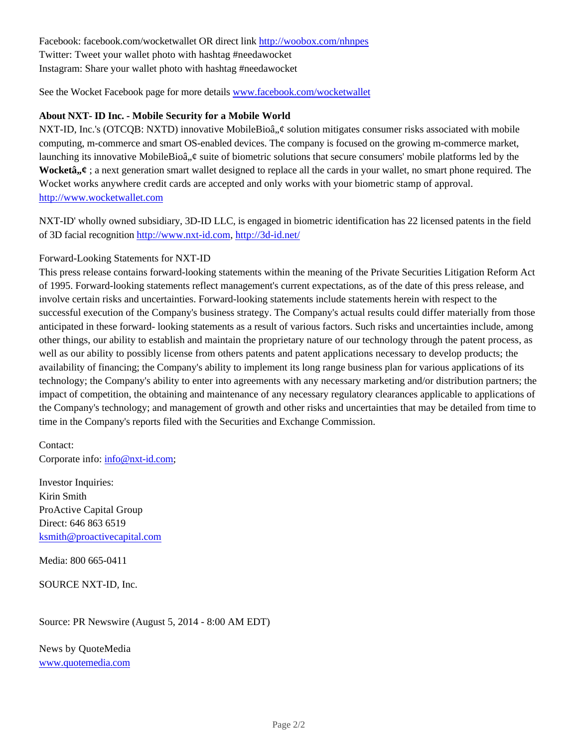Facebook: facebook.com/wocketwallet OR direct link http://woobox.com/nhnpes
Twitter: Tweet your wallet photo with hashtag #needawocket
Instagram: Share your wallet photo with hashtag #needawocket

See the Wocket Facebook page for more details www.facebook.com/wocketwallet

**About NXT- ID Inc. - Mobile Security for a Mobile World**

NXT-ID, Inc.'s (OTCQB: NXTD) innovative MobileBioâ„¢ solution mitigates consumer risks associated with mobile computing, m-commerce and smart OS-enabled devices. The company is focused on the growing m-commerce market, launching its innovative MobileBioâ„¢ suite of biometric solutions that secure consumers' mobile platforms led by the **Wocketâ„¢** ; a next generation smart wallet designed to replace all the cards in your wallet, no smart phone required. The Wocket works anywhere credit cards are accepted and only works with your biometric stamp of approval. http://www.wocketwallet.com

NXT-ID' wholly owned subsidiary, 3D-ID LLC, is engaged in biometric identification has 22 licensed patents in the field of 3D facial recognition http://www.nxt-id.com, http://3d-id.net/

Forward-Looking Statements for NXT-ID

This press release contains forward-looking statements within the meaning of the Private Securities Litigation Reform Act of 1995. Forward-looking statements reflect management's current expectations, as of the date of this press release, and involve certain risks and uncertainties. Forward-looking statements include statements herein with respect to the successful execution of the Company's business strategy. The Company's actual results could differ materially from those anticipated in these forward- looking statements as a result of various factors. Such risks and uncertainties include, among other things, our ability to establish and maintain the proprietary nature of our technology through the patent process, as well as our ability to possibly license from others patents and patent applications necessary to develop products; the availability of financing; the Company's ability to implement its long range business plan for various applications of its technology; the Company's ability to enter into agreements with any necessary marketing and/or distribution partners; the impact of competition, the obtaining and maintenance of any necessary regulatory clearances applicable to applications of the Company's technology; and management of growth and other risks and uncertainties that may be detailed from time to time in the Company's reports filed with the Securities and Exchange Commission.

Contact:
Corporate info: info@nxt-id.com;

Investor Inquiries:
Kirin Smith
ProActive Capital Group
Direct: 646 863 6519
ksmith@proactivecapital.com

Media: 800 665-0411

SOURCE NXT-ID, Inc.

Source: PR Newswire (August 5, 2014 - 8:00 AM EDT)

News by QuoteMedia
www.quotemedia.com